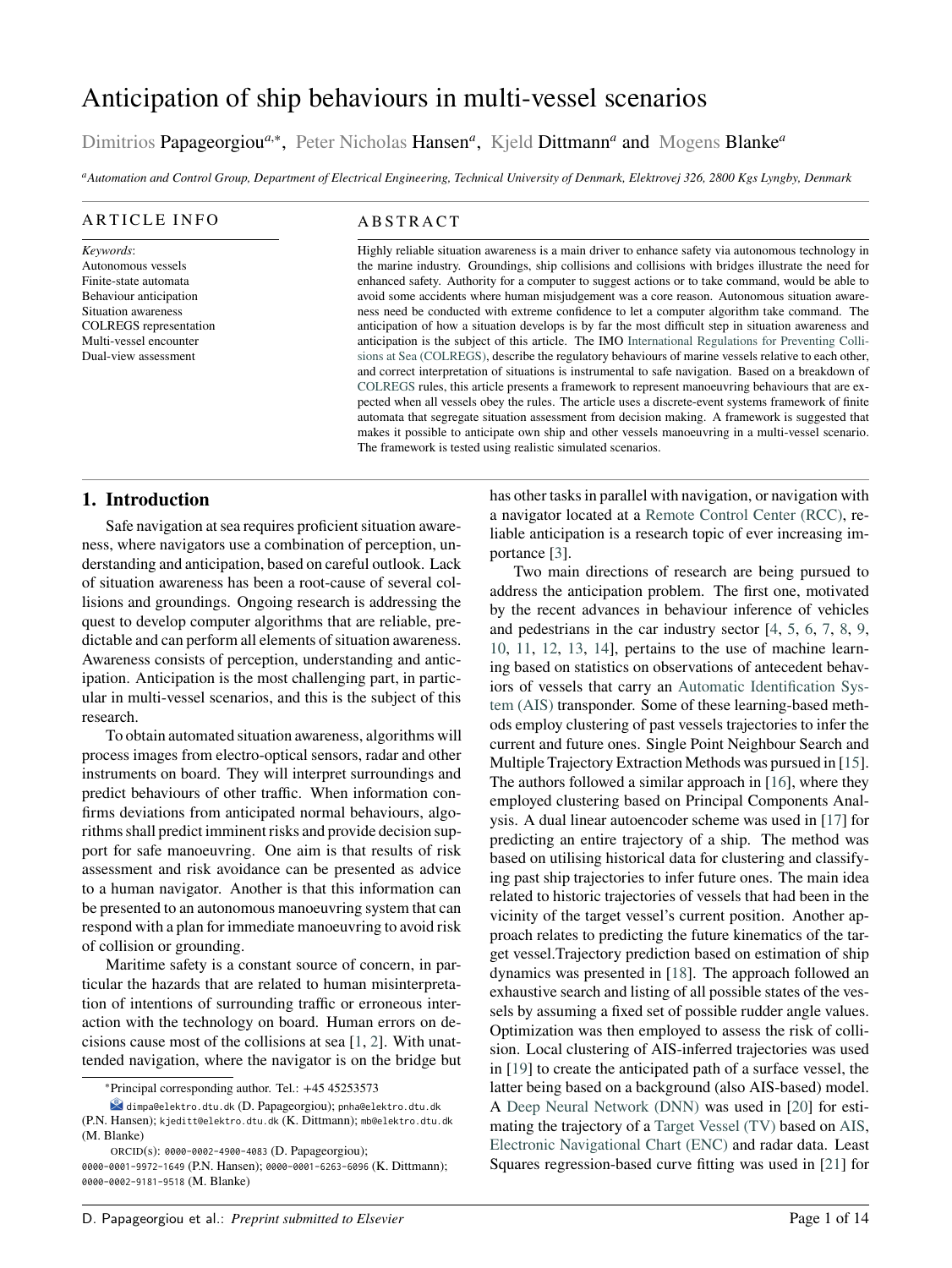# Anticipation of ship behaviours in multi-vessel scenarios

Dimitrios Papageorgiou[a,*], Peter Nicholas Hansen[a], Kjeld Dittmann[a] and Mogens Blanke[a]

[a]Automation and Control Group, Department of Electrical Engineering, Technical University of Denmark, Elektrovej 326, 2800 Kgs Lyngby, Denmark

## ARTICLE INFO

*Keywords*:
Autonomous vessels
Finite-state automata
Behaviour anticipation
Situation awareness
COLREGS representation
Multi-vessel encounter
Dual-view assessment

## ABSTRACT

Highly reliable situation awareness is a main driver to enhance safety via autonomous technology in the marine industry. Groundings, ship collisions and collisions with bridges illustrate the need for enhanced safety. Authority for a computer to suggest actions or to take command, would be able to avoid some accidents where human misjudgement was a core reason. Autonomous situation awareness need be conducted with extreme confidence to let a computer algorithm take command. The anticipation of how a situation develops is by far the most difficult step in situation awareness and anticipation is the subject of this article. The IMO International Regulations for Preventing Collisions at Sea (COLREGS), describe the regulatory behaviours of marine vessels relative to each other, and correct interpretation of situations is instrumental to safe navigation. Based on a breakdown of COLREGS rules, this article presents a framework to represent manoeuvring behaviours that are expected when all vessels obey the rules. The article uses a discrete-event systems framework of finite automata that segregate situation assessment from decision making. A framework is suggested that makes it possible to anticipate own ship and other vessels manoeuvring in a multi-vessel scenario. The framework is tested using realistic simulated scenarios.

## 1. Introduction

Safe navigation at sea requires proficient situation awareness, where navigators use a combination of perception, understanding and anticipation, based on careful outlook. Lack of situation awareness has been a root-cause of several collisions and groundings. Ongoing research is addressing the quest to develop computer algorithms that are reliable, predictable and can perform all elements of situation awareness. Awareness consists of perception, understanding and anticipation. Anticipation is the most challenging part, in particular in multi-vessel scenarios, and this is the subject of this research.

To obtain automated situation awareness, algorithms will process images from electro-optical sensors, radar and other instruments on board. They will interpret surroundings and predict behaviours of other traffic. When information confirms deviations from anticipated normal behaviours, algorithms shall predict imminent risks and provide decision support for safe manoeuvring. One aim is that results of risk assessment and risk avoidance can be presented as advice to a human navigator. Another is that this information can be presented to an autonomous manoeuvring system that can respond with a plan for immediate manoeuvring to avoid risk of collision or grounding.

Maritime safety is a constant source of concern, in particular the hazards that are related to human misinterpretation of intentions of surrounding traffic or erroneous interaction with the technology on board. Human errors on decisions cause most of the collisions at sea [1, 2]. With unattended navigation, where the navigator is on the bridge but has other tasks in parallel with navigation, or navigation with a navigator located at a Remote Control Center (RCC), reliable anticipation is a research topic of ever increasing importance [3].

Two main directions of research are being pursued to address the anticipation problem. The first one, motivated by the recent advances in behaviour inference of vehicles and pedestrians in the car industry sector [4, 5, 6, 7, 8, 9, 10, 11, 12, 13, 14], pertains to the use of machine learning based on statistics on observations of antecedent behaviors of vessels that carry an Automatic Identification System (AIS) transponder. Some of these learning-based methods employ clustering of past vessels trajectories to infer the current and future ones. Single Point Neighbour Search and Multiple Trajectory Extraction Methods was pursued in [15]. The authors followed a similar approach in [16], where they employed clustering based on Principal Components Analysis. A dual linear autoencoder scheme was used in [17] for predicting an entire trajectory of a ship. The method was based on utilising historical data for clustering and classifying past ship trajectories to infer future ones. The main idea related to historic trajectories of vessels that had been in the vicinity of the target vessel's current position. Another approach relates to predicting the future kinematics of the target vessel.Trajectory prediction based on estimation of ship dynamics was presented in [18]. The approach followed an exhaustive search and listing of all possible states of the vessels by assuming a fixed set of possible rudder angle values. Optimization was then employed to assess the risk of collision. Local clustering of AIS-inferred trajectories was used in [19] to create the anticipated path of a surface vessel, the latter being based on a background (also AIS-based) model. A Deep Neural Network (DNN) was used in [20] for estimating the trajectory of a Target Vessel (TV) based on AIS, Electronic Navigational Chart (ENC) and radar data. Least Squares regression-based curve fitting was used in [21] for

---

*Principal corresponding author. Tel.: +45 45253573

dimpa@elektro.dtu.dk (D. Papageorgiou); pnha@elektro.dtu.dk (P.N. Hansen); kjeditt@elektro.dtu.dk (K. Dittmann); mb@elektro.dtu.dk (M. Blanke)

ORCID(s): 0000-0002-4900-4083 (D. Papageorgiou); 0000-0001-9972-1649 (P.N. Hansen); 0000-0001-6263-6096 (K. Dittmann); 0000-0002-9181-9518 (M. Blanke)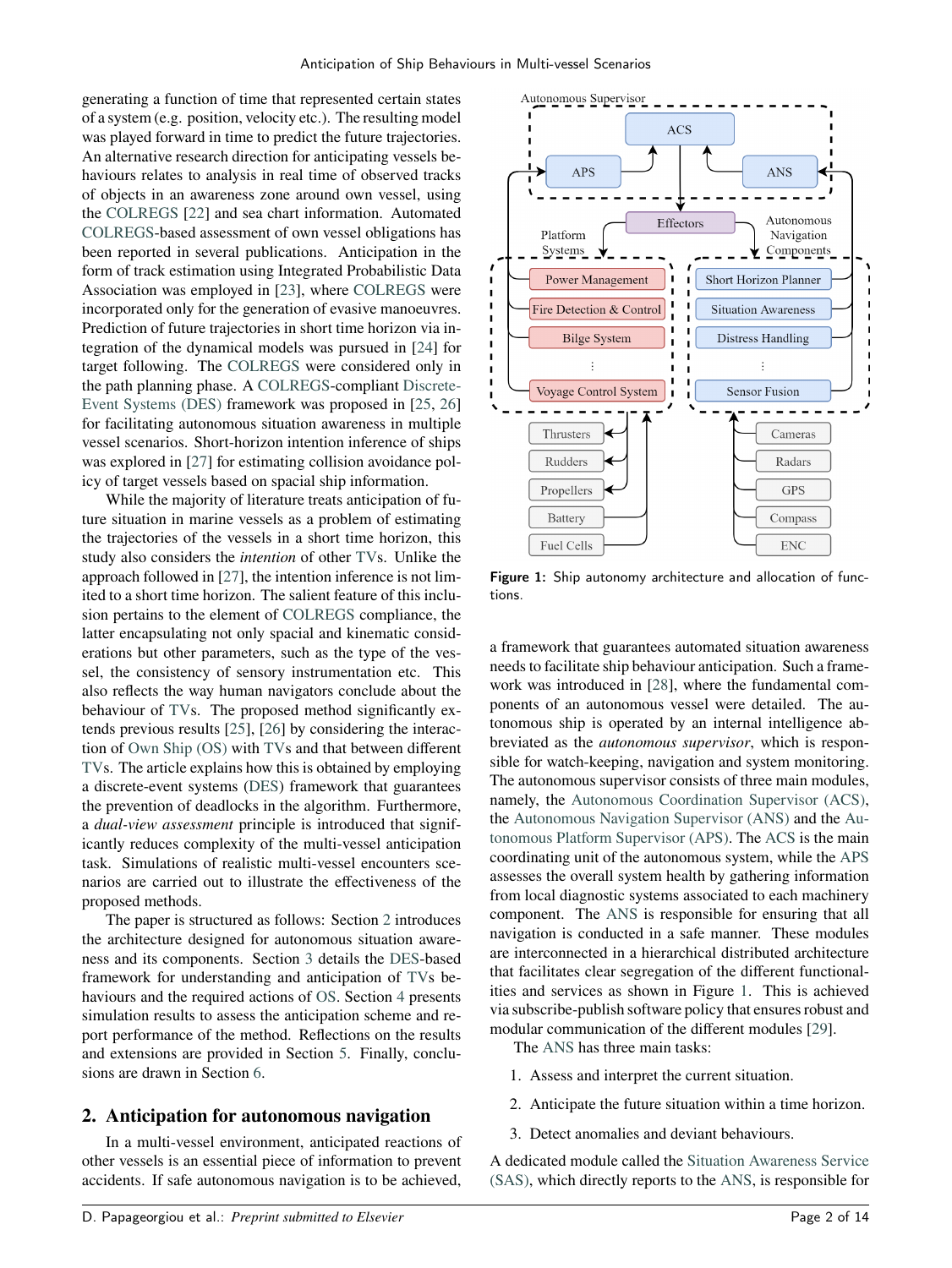generating a function of time that represented certain states of a system (e.g. position, velocity etc.). The resulting model was played forward in time to predict the future trajectories. An alternative research direction for anticipating vessels behaviours relates to analysis in real time of observed tracks of objects in an awareness zone around own vessel, using the COLREGS [22] and sea chart information. Automated COLREGS-based assessment of own vessel obligations has been reported in several publications. Anticipation in the form of track estimation using Integrated Probabilistic Data Association was employed in [23], where COLREGS were incorporated only for the generation of evasive manoeuvres. Prediction of future trajectories in short time horizon via integration of the dynamical models was pursued in [24] for target following. The COLREGS were considered only in the path planning phase. A COLREGS-compliant Discrete-Event Systems (DES) framework was proposed in [25, 26] for facilitating autonomous situation awareness in multiple vessel scenarios. Short-horizon intention inference of ships was explored in [27] for estimating collision avoidance policy of target vessels based on spacial ship information.

While the majority of literature treats anticipation of future situation in marine vessels as a problem of estimating the trajectories of the vessels in a short time horizon, this study also considers the *intention* of other TVs. Unlike the approach followed in [27], the intention inference is not limited to a short time horizon. The salient feature of this inclusion pertains to the element of COLREGS compliance, the latter encapsulating not only spacial and kinematic considerations but other parameters, such as the type of the vessel, the consistency of sensory instrumentation etc. This also reflects the way human navigators conclude about the behaviour of TVs. The proposed method significantly extends previous results [25], [26] by considering the interaction of Own Ship (OS) with TVs and that between different TVs. The article explains how this is obtained by employing a discrete-event systems (DES) framework that guarantees the prevention of deadlocks in the algorithm. Furthermore, a *dual-view assessment* principle is introduced that significantly reduces complexity of the multi-vessel anticipation task. Simulations of realistic multi-vessel encounters scenarios are carried out to illustrate the effectiveness of the proposed methods.

The paper is structured as follows: Section 2 introduces the architecture designed for autonomous situation awareness and its components. Section 3 details the DES-based framework for understanding and anticipation of TVs behaviours and the required actions of OS. Section 4 presents simulation results to assess the anticipation scheme and report performance of the method. Reflections on the results and extensions are provided in Section 5. Finally, conclusions are drawn in Section 6.

## 2. Anticipation for autonomous navigation

In a multi-vessel environment, anticipated reactions of other vessels is an essential piece of information to prevent accidents. If safe autonomous navigation is to be achieved, a framework that guarantees automated situation awareness needs to facilitate ship behaviour anticipation. Such a framework was introduced in [28], where the fundamental components of an autonomous vessel were detailed. The autonomous ship is operated by an internal intelligence abbreviated as the *autonomous supervisor*, which is responsible for watch-keeping, navigation and system monitoring. The autonomous supervisor consists of three main modules, namely, the Autonomous Coordination Supervisor (ACS), the Autonomous Navigation Supervisor (ANS) and the Autonomous Platform Supervisor (APS). The ACS is the main coordinating unit of the autonomous system, while the APS assesses the overall system health by gathering information from local diagnostic systems associated to each machinery component. The ANS is responsible for ensuring that all navigation is conducted in a safe manner. These modules are interconnected in a hierarchical distributed architecture that facilitates clear segregation of the different functionalities and services as shown in Figure 1. This is achieved via subscribe-publish software policy that ensures robust and modular communication of the different modules [29].

Figure 1: Ship autonomy architecture and allocation of functions.

The ANS has three main tasks:

1. Assess and interpret the current situation.
2. Anticipate the future situation within a time horizon.
3. Detect anomalies and deviant behaviours.

A dedicated module called the Situation Awareness Service (SAS), which directly reports to the ANS, is responsible for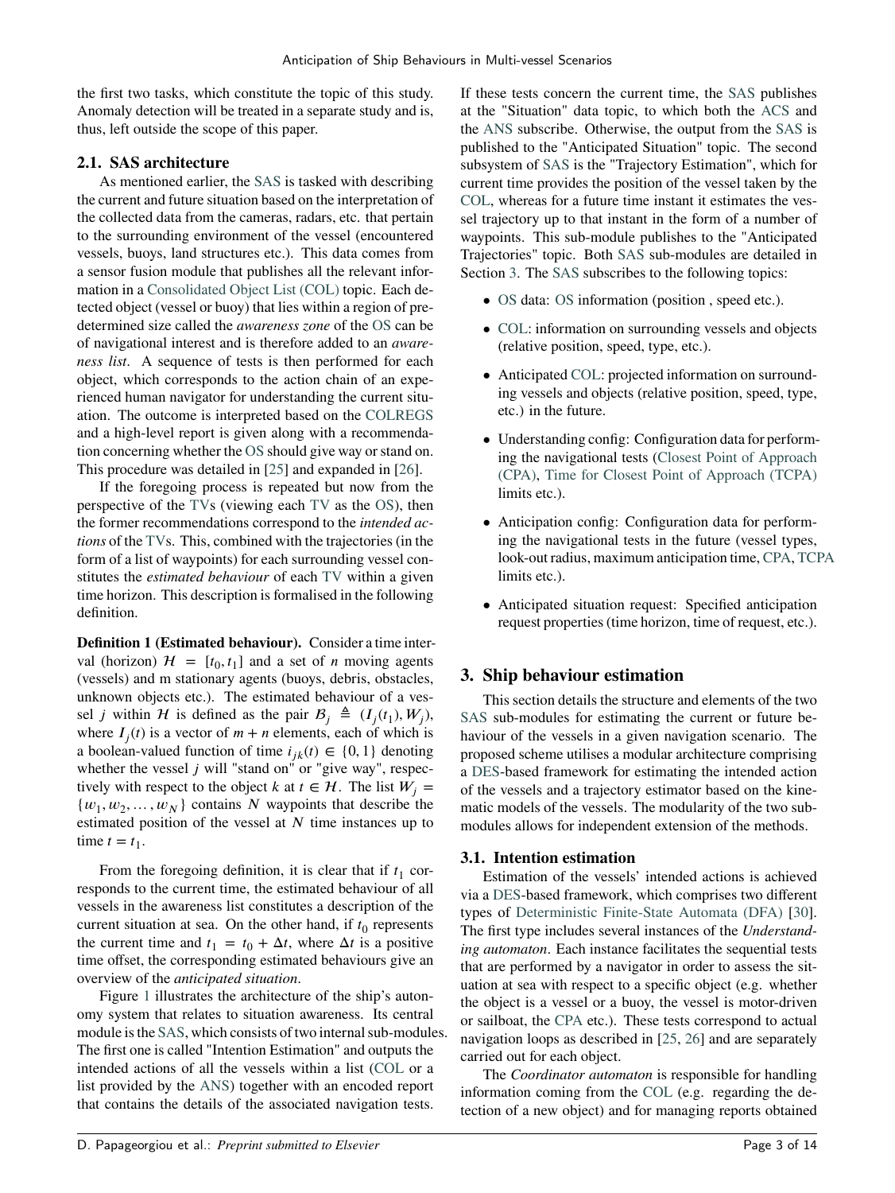the first two tasks, which constitute the topic of this study. Anomaly detection will be treated in a separate study and is, thus, left outside the scope of this paper.

## 2.1. SAS architecture

As mentioned earlier, the SAS is tasked with describing the current and future situation based on the interpretation of the collected data from the cameras, radars, etc. that pertain to the surrounding environment of the vessel (encountered vessels, buoys, land structures etc.). This data comes from a sensor fusion module that publishes all the relevant information in a Consolidated Object List (COL) topic. Each detected object (vessel or buoy) that lies within a region of predetermined size called the *awareness zone* of the OS can be of navigational interest and is therefore added to an *awareness list*. A sequence of tests is then performed for each object, which corresponds to the action chain of an experienced human navigator for understanding the current situation. The outcome is interpreted based on the COLREGS and a high-level report is given along with a recommendation concerning whether the OS should give way or stand on. This procedure was detailed in [25] and expanded in [26].

If the foregoing process is repeated but now from the perspective of the TVs (viewing each TV as the OS), then the former recommendations correspond to the *intended actions* of the TVs. This, combined with the trajectories (in the form of a list of waypoints) for each surrounding vessel constitutes the *estimated behaviour* of each TV within a given time horizon. This description is formalised in the following definition.

**Definition 1 (Estimated behaviour).** Consider a time interval (horizon) $\mathcal{H} = [t_0, t_1]$ and a set of $n$ moving agents (vessels) and m stationary agents (buoys, debris, obstacles, unknown objects etc.). The estimated behaviour of a vessel $j$ within $\mathcal{H}$ is defined as the pair $\mathcal{B}_j \triangleq (I_j(t_1), W_j)$, where $I_j(t)$ is a vector of $m + n$ elements, each of which is a boolean-valued function of time $i_{jk}(t) \in \{0, 1\}$ denoting whether the vessel $j$ will "stand on" or "give way", respectively with respect to the object $k$ at $t \in \mathcal{H}$. The list $W_j = \{w_1, w_2, \ldots, w_N\}$ contains $N$ waypoints that describe the estimated position of the vessel at $N$ time instances up to time $t = t_1$.

From the foregoing definition, it is clear that if $t_1$ corresponds to the current time, the estimated behaviour of all vessels in the awareness list constitutes a description of the current situation at sea. On the other hand, if $t_0$ represents the current time and $t_1 = t_0 + \Delta t$, where $\Delta t$ is a positive time offset, the corresponding estimated behaviours give an overview of the *anticipated situation*.

Figure 1 illustrates the architecture of the ship's autonomy system that relates to situation awareness. Its central module is the SAS, which consists of two internal sub-modules. The first one is called "Intention Estimation" and outputs the intended actions of all the vessels within a list (COL or a list provided by the ANS) together with an encoded report that contains the details of the associated navigation tests. If these tests concern the current time, the SAS publishes at the "Situation" data topic, to which both the ACS and the ANS subscribe. Otherwise, the output from the SAS is published to the "Anticipated Situation" topic. The second subsystem of SAS is the "Trajectory Estimation", which for current time provides the position of the vessel taken by the COL, whereas for a future time instant it estimates the vessel trajectory up to that instant in the form of a number of waypoints. This sub-module publishes to the "Anticipated Trajectories" topic. Both SAS sub-modules are detailed in Section 3. The SAS subscribes to the following topics:

- OS data: OS information (position , speed etc.).
- COL: information on surrounding vessels and objects (relative position, speed, type, etc.).
- Anticipated COL: projected information on surrounding vessels and objects (relative position, speed, type, etc.) in the future.
- Understanding config: Configuration data for performing the navigational tests (Closest Point of Approach (CPA), Time for Closest Point of Approach (TCPA) limits etc.).
- Anticipation config: Configuration data for performing the navigational tests in the future (vessel types, look-out radius, maximum anticipation time, CPA, TCPA limits etc.).
- Anticipated situation request: Specified anticipation request properties (time horizon, time of request, etc.).

# 3. Ship behaviour estimation

This section details the structure and elements of the two SAS sub-modules for estimating the current or future behaviour of the vessels in a given navigation scenario. The proposed scheme utilises a modular architecture comprising a DES-based framework for estimating the intended action of the vessels and a trajectory estimator based on the kinematic models of the vessels. The modularity of the two sub-modules allows for independent extension of the methods.

## 3.1. Intention estimation

Estimation of the vessels' intended actions is achieved via a DES-based framework, which comprises two different types of Deterministic Finite-State Automata (DFA) [30]. The first type includes several instances of the *Understanding automaton*. Each instance facilitates the sequential tests that are performed by a navigator in order to assess the situation at sea with respect to a specific object (e.g. whether the object is a vessel or a buoy, the vessel is motor-driven or sailboat, the CPA etc.). These tests correspond to actual navigation loops as described in [25, 26] and are separately carried out for each object.

The *Coordinator automaton* is responsible for handling information coming from the COL (e.g. regarding the detection of a new object) and for managing reports obtained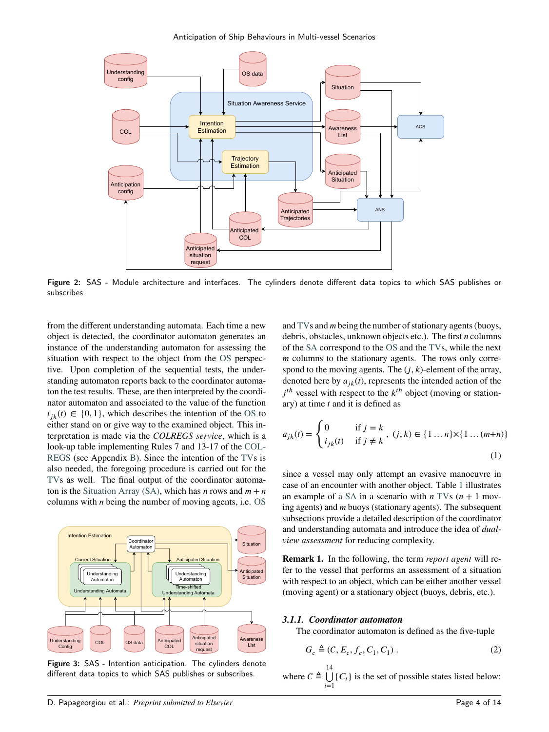Figure 2: SAS - Module architecture and interfaces. The cylinders denote different data topics to which SAS publishes or subscribes.

from the different understanding automata. Each time a new object is detected, the coordinator automaton generates an instance of the understanding automaton for assessing the situation with respect to the object from the OS perspective. Upon completion of the sequential tests, the understanding automaton reports back to the coordinator automaton the test results. These, are then interpreted by the coordinator automaton and associated to the value of the function $i_{jk}(t) \in \{0, 1\}$, which describes the intention of the OS to either stand on or give way to the examined object. This interpretation is made via the *COLREGS service*, which is a look-up table implementing Rules 7 and 13-17 of the COLREGS (see Appendix B). Since the intention of the TVs is also needed, the foregoing procedure is carried out for the TVs as well. The final output of the coordinator automaton is the Situation Array (SA), which has $n$ rows and $m + n$ columns with $n$ being the number of moving agents, i.e. OS and TVs and $m$ being the number of stationary agents (buoys, debris, obstacles, unknown objects etc.). The first $n$ columns of the SA correspond to the OS and the TVs, while the next $m$ columns to the stationary agents. The rows only correspond to the moving agents. The $(j, k)$-element of the array, denoted here by $a_{jk}(t)$, represents the intended action of the $j^{th}$ vessel with respect to the $k^{th}$ object (moving or stationary) at time $t$ and it is defined as

$$a_{jk}(t) = \begin{cases} 0 & \text{if } j = k \\ i_{jk}(t) & \text{if } j \neq k \end{cases}, \; (j, k) \in \{1 \dots n\} \times \{1 \dots (m+n)\} \tag{1}$$

since a vessel may only attempt an evasive manoeuvre in case of an encounter with another object. Table 1 illustrates an example of a SA in a scenario with $n$ TVs ($n + 1$ moving agents) and $m$ buoys (stationary agents). The subsequent subsections provide a detailed description of the coordinator and understanding automata and introduce the idea of *dual-view assessment* for reducing complexity.

Figure 3: SAS - Intention anticipation. The cylinders denote different data topics to which SAS publishes or subscribes.

**Remark 1.** In the following, the term *report agent* will refer to the vessel that performs an assessment of a situation with respect to an object, which can be either another vessel (moving agent) or a stationary object (buoys, debris, etc.).

#### *3.1.1. Coordinator automaton*

The coordinator automaton is defined as the five-tuple

$$G_c \triangleq (C, E_c, f_c, C_1, C_1) . \tag{2}$$

where $C \triangleq \bigcup_{i=1}^{14} \{C_i\}$ is the set of possible states listed below: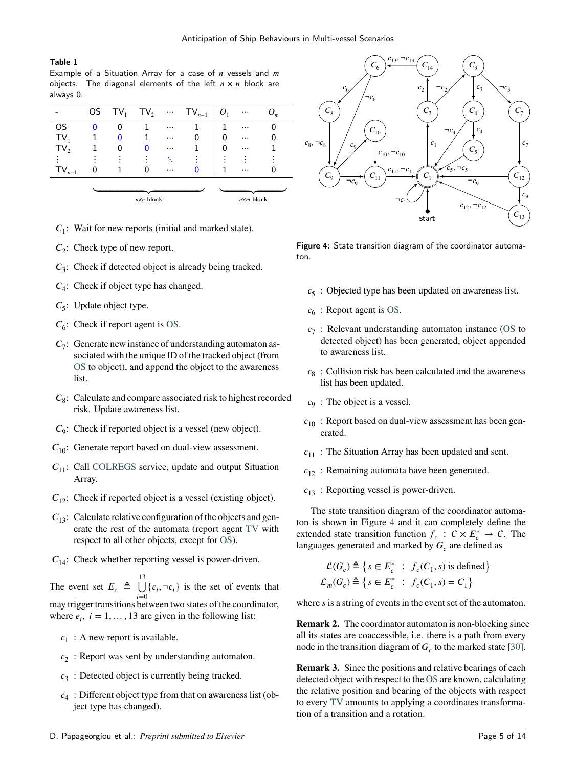**Table 1**
Example of a Situation Array for a case of $n$ vessels and $m$ objects. The diagonal elements of the left $n \times n$ block are always 0.

| - | OS | $TV_1$ | $TV_2$ | $\cdots$ | $TV_{n-1}$ | $O_1$ | $\cdots$ | $O_m$ |
|---|---|---|---|---|---|---|---|---|
| OS | 0 | 0 | 1 | $\cdots$ | 1 | 1 | $\cdots$ | 0 |
| $TV_1$ | 1 | 0 | 1 | $\cdots$ | 0 | 0 | $\cdots$ | 0 |
| $TV_2$ | 1 | 0 | 0 | $\cdots$ | 1 | 0 | $\cdots$ | 1 |
| $\vdots$ | $\vdots$ | $\vdots$ | $\vdots$ | $\ddots$ | $\vdots$ | $\vdots$ | $\vdots$ | $\vdots$ |
| $TV_{n-1}$ | 0 | 1 | 0 | $\cdots$ | 0 | 1 | $\cdots$ | 0 |
| | | | $n \times n$ block | | | | $n \times m$ block | |

- $C_1$: Wait for new reports (initial and marked state).
- $C_2$: Check type of new report.
- $C_3$: Check if detected object is already being tracked.
- $C_4$: Check if object type has changed.
- $C_5$: Update object type.
- $C_6$: Check if report agent is OS.
- $C_7$: Generate new instance of understanding automaton associated with the unique ID of the tracked object (from OS to object), and append the object to the awareness list.
- $C_8$: Calculate and compare associated risk to highest recorded risk. Update awareness list.
- $C_9$: Check if reported object is a vessel (new object).
- $C_{10}$: Generate report based on dual-view assessment.
- $C_{11}$: Call COLREGS service, update and output Situation Array.
- $C_{12}$: Check if reported object is a vessel (existing object).
- $C_{13}$: Calculate relative configuration of the objects and generate the rest of the automata (report agent TV with respect to all other objects, except for OS).
- $C_{14}$: Check whether reporting vessel is power-driven.

The event set $E_c \triangleq \bigcup_{i=0}^{13} \{c_i, \neg c_i\}$ is the set of events that may trigger transitions between two states of the coordinator, where $e_i$, $i = 1, \ldots, 13$ are given in the following list:

- $c_1$ : A new report is available.
- $c_2$ : Report was sent by understanding automaton.
- $c_3$ : Detected object is currently being tracked.
- $c_4$ : Different object type from that on awareness list (object type has changed).
- $c_5$ : Objected type has been updated on awareness list.
- $c_6$ : Report agent is OS.
- $c_7$ : Relevant understanding automaton instance (OS to detected object) has been generated, object appended to awareness list.
- $c_8$ : Collision risk has been calculated and the awareness list has been updated.
- $c_9$ : The object is a vessel.
- $c_{10}$ : Report based on dual-view assessment has been generated.
- $c_{11}$ : The Situation Array has been updated and sent.
- $c_{12}$ : Remaining automata have been generated.
- $c_{13}$ : Reporting vessel is power-driven.

**Figure 4:** State transition diagram of the coordinator automaton.

The state transition diagram of the coordinator automaton is shown in Figure 4 and it can completely define the extended state transition function $f_c : C \times E_c^* \to C$. The languages generated and marked by $G_c$ are defined as

$$\mathcal{L}(G_c) \triangleq \left\{ s \in E_c^* \ : \ f_c(C_1, s) \text{ is defined} \right\}$$
$$\mathcal{L}_m(G_c) \triangleq \left\{ s \in E_c^* \ : \ f_c(C_1, s) = C_1 \right\}$$

where $s$ is a string of events in the event set of the automaton.

**Remark 2.** The coordinator automaton is non-blocking since all its states are coaccessible, i.e. there is a path from every node in the transition diagram of $G_c$ to the marked state [30].

**Remark 3.** Since the positions and relative bearings of each detected object with respect to the OS are known, calculating the relative position and bearing of the objects with respect to every TV amounts to applying a coordinates transformation of a transition and a rotation.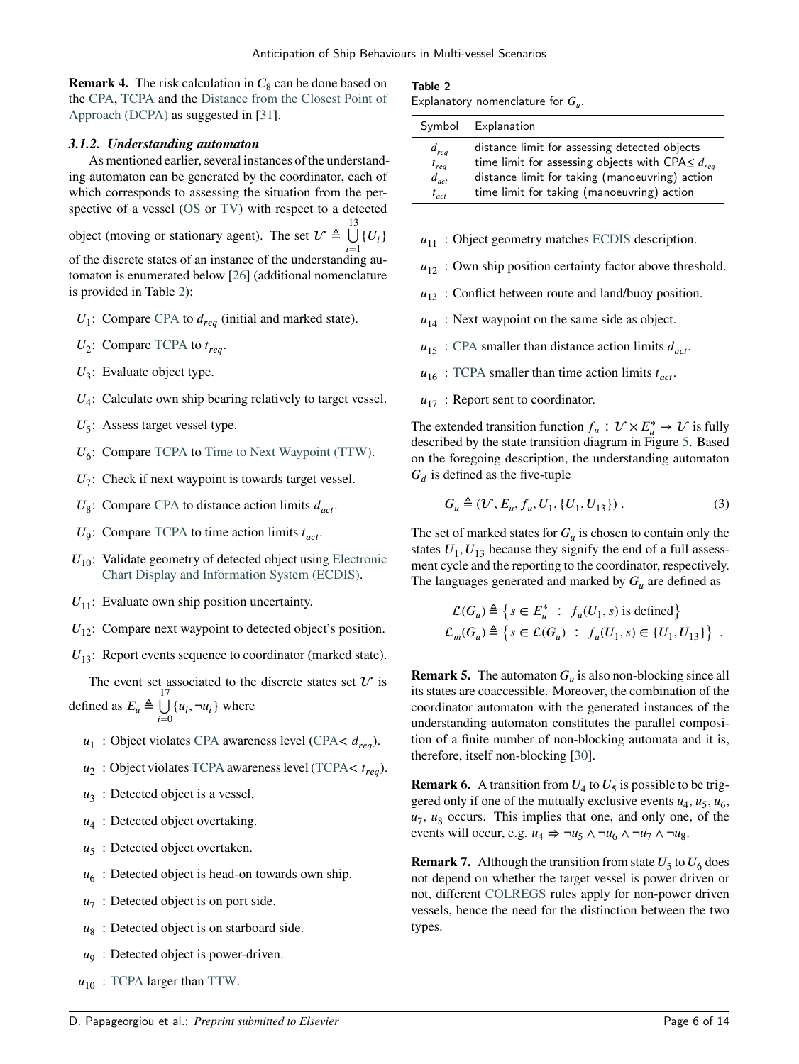**Remark 4.** The risk calculation in $C_8$ can be done based on the CPA, TCPA and the Distance from the Closest Point of Approach (DCPA) as suggested in [31].

### 3.1.2. Understanding automaton

As mentioned earlier, several instances of the understanding automaton can be generated by the coordinator, each of which corresponds to assessing the situation from the perspective of a vessel (OS or TV) with respect to a detected object (moving or stationary agent). The set $\mathcal{U} \triangleq \bigcup_{i=1}^{13} \{U_i\}$ of the discrete states of an instance of the understanding automaton is enumerated below [26] (additional nomenclature is provided in Table 2):

- $U_1$: Compare CPA to $d_{req}$ (initial and marked state).
- $U_2$: Compare TCPA to $t_{req}$.
- $U_3$: Evaluate object type.
- $U_4$: Calculate own ship bearing relatively to target vessel.
- $U_5$: Assess target vessel type.
- $U_6$: Compare TCPA to Time to Next Waypoint (TTW).
- $U_7$: Check if next waypoint is towards target vessel.
- $U_8$: Compare CPA to distance action limits $d_{act}$.
- $U_9$: Compare TCPA to time action limits $t_{act}$.
- $U_{10}$: Validate geometry of detected object using Electronic Chart Display and Information System (ECDIS).
- $U_{11}$: Evaluate own ship position uncertainty.
- $U_{12}$: Compare next waypoint to detected object's position.
- $U_{13}$: Report events sequence to coordinator (marked state).

The event set associated to the discrete states set $\mathcal{U}$ is defined as $E_u \triangleq \bigcup_{i=0}^{17} \{u_i, \neg u_i\}$ where

- $u_1$ : Object violates CPA awareness level (CPA$< d_{req}$).
- $u_2$ : Object violates TCPA awareness level (TCPA$< t_{req}$).
- $u_3$ : Detected object is a vessel.
- $u_4$ : Detected object overtaking.
- $u_5$ : Detected object overtaken.
- $u_6$ : Detected object is head-on towards own ship.
- $u_7$ : Detected object is on port side.
- $u_8$ : Detected object is on starboard side.
- $u_9$ : Detected object is power-driven.
- $u_{10}$ : TCPA larger than TTW.
- $u_{11}$ : Object geometry matches ECDIS description.
- $u_{12}$ : Own ship position certainty factor above threshold.
- $u_{13}$ : Conflict between route and land/buoy position.
- $u_{14}$ : Next waypoint on the same side as object.
- $u_{15}$ : CPA smaller than distance action limits $d_{act}$.
- $u_{16}$ : TCPA smaller than time action limits $t_{act}$.
- $u_{17}$ : Report sent to coordinator.

**Table 2**
Explanatory nomenclature for $G_u$.

| Symbol | Explanation |
|---|---|
| $d_{req}$ | distance limit for assessing detected objects |
| $t_{req}$ | time limit for assessing objects with CPA$\leq d_{req}$ |
| $d_{act}$ | distance limit for taking (manoeuvring) action |
| $t_{act}$ | time limit for taking (manoeuvring) action |

The extended transition function $f_u : \mathcal{U} \times E_u^* \rightarrow \mathcal{U}$ is fully described by the state transition diagram in Figure 5. Based on the foregoing description, the understanding automaton $G_d$ is defined as the five-tuple

$$G_u \triangleq (\mathcal{U}, E_u, f_u, U_1, \{U_1, U_{13}\}) . \tag{3}$$

The set of marked states for $G_u$ is chosen to contain only the states $U_1, U_{13}$ because they signify the end of a full assessment cycle and the reporting to the coordinator, respectively. The languages generated and marked by $G_u$ are defined as

$$\mathcal{L}(G_u) \triangleq \left\{ s \in E_u^* \ : \ f_u(U_1, s) \text{ is defined} \right\}$$
$$\mathcal{L}_m(G_u) \triangleq \left\{ s \in \mathcal{L}(G_u) \ : \ f_u(U_1, s) \in \{U_1, U_{13}\} \right\} .$$

**Remark 5.** The automaton $G_u$ is also non-blocking since all its states are coaccessible. Moreover, the combination of the coordinator automaton with the generated instances of the understanding automaton constitutes the parallel composition of a finite number of non-blocking automata and it is, therefore, itself non-blocking [30].

**Remark 6.** A transition from $U_4$ to $U_5$ is possible to be triggered only if one of the mutually exclusive events $u_4$, $u_5$, $u_6$, $u_7$, $u_8$ occurs. This implies that one, and only one, of the events will occur, e.g. $u_4 \Rightarrow \neg u_5 \wedge \neg u_6 \wedge \neg u_7 \wedge \neg u_8$.

**Remark 7.** Although the transition from state $U_5$ to $U_6$ does not depend on whether the target vessel is power driven or not, different COLREGS rules apply for non-power driven vessels, hence the need for the distinction between the two types.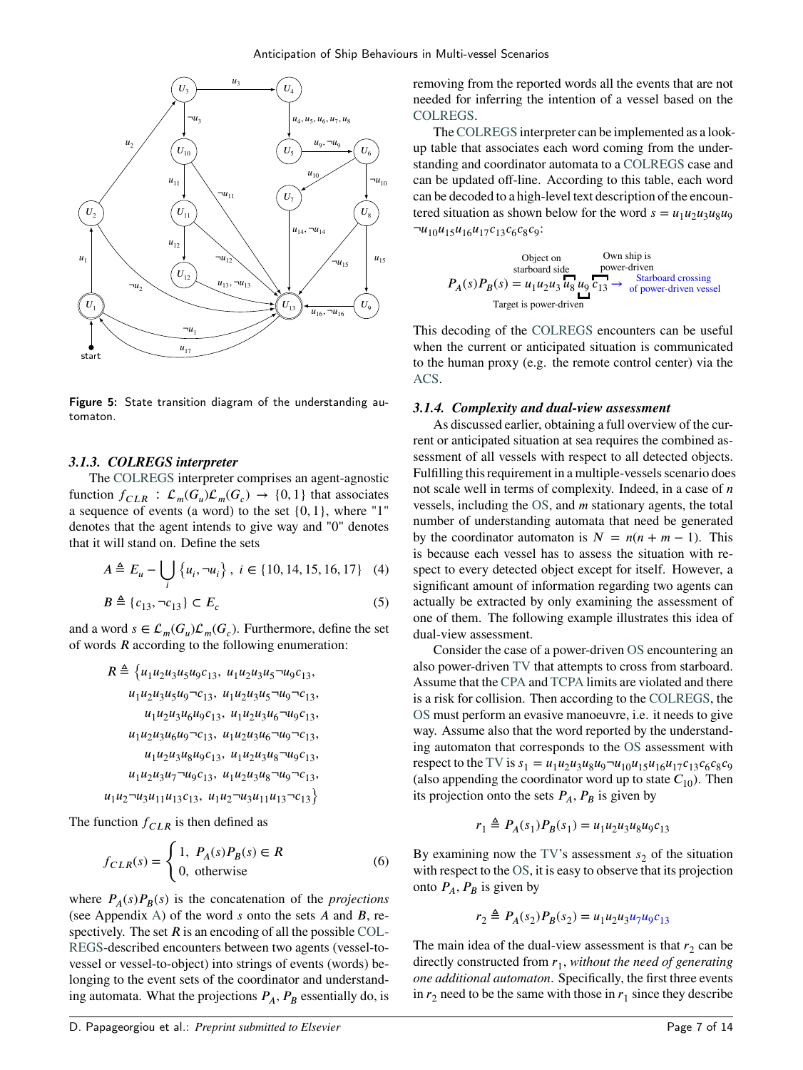Figure 5: State transition diagram of the understanding automaton.

### 3.1.3. COLREGS interpreter

The COLREGS interpreter comprises an agent-agnostic function $f_{CLR} : \mathcal{L}_m(G_u)\mathcal{L}_m(G_c) \to \{0,1\}$ that associates a sequence of events (a word) to the set $\{0,1\}$, where "1" denotes that the agent intends to give way and "0" denotes that it will stand on. Define the sets

$$A \triangleq E_u - \bigcup_i \{u_i, \neg u_i\},\ i \in \{10, 14, 15, 16, 17\} \quad (4)$$

$$B \triangleq \{c_{13}, \neg c_{13}\} \subset E_c \quad (5)$$

and a word $s \in \mathcal{L}_m(G_u)\mathcal{L}_m(G_c)$. Furthermore, define the set of words $R$ according to the following enumeration:

$$\begin{aligned} R \triangleq \{&u_1u_2u_3u_5u_9c_{13},\ u_1u_2u_3u_5\neg u_9c_{13}, \\ &u_1u_2u_3u_5u_9\neg c_{13},\ u_1u_2u_3u_5\neg u_9\neg c_{13}, \\ &u_1u_2u_3u_6u_9c_{13},\ u_1u_2u_3u_6\neg u_9c_{13}, \\ &u_1u_2u_3u_6u_9\neg c_{13},\ u_1u_2u_3u_6\neg u_9\neg c_{13}, \\ &u_1u_2u_3u_8u_9c_{13},\ u_1u_2u_3u_8\neg u_9c_{13}, \\ &u_1u_2u_3u_7\neg u_9c_{13},\ u_1u_2u_3u_8\neg u_9\neg c_{13}, \\ &u_1u_2\neg u_3u_{11}u_{13}c_{13},\ u_1u_2\neg u_3u_{11}u_{13}\neg c_{13}\} \end{aligned}$$

The function $f_{CLR}$ is then defined as

$$f_{CLR}(s) = \begin{cases} 1, & P_A(s)P_B(s) \in R \\ 0, & \text{otherwise} \end{cases} \quad (6)$$

where $P_A(s)P_B(s)$ is the concatenation of the *projections* (see Appendix A) of the word $s$ onto the sets $A$ and $B$, respectively. The set $R$ is an encoding of all the possible COLREGS-described encounters between two agents (vessel-to-vessel or vessel-to-object) into strings of events (words) belonging to the event sets of the coordinator and understanding automata. What the projections $P_A, P_B$ essentially do, is removing from the reported words all the events that are not needed for inferring the intention of a vessel based on the COLREGS.

The COLREGS interpreter can be implemented as a look-up table that associates each word coming from the understanding and coordinator automata to a COLREGS case and can be updated off-line. According to this table, each word can be decoded to a high-level text description of the encountered situation as shown below for the word $s = u_1u_2u_3u_8u_9\neg u_{10}u_{15}u_{16}u_{17}c_{13}c_6c_8c_9$:

$$P_A(s)P_B(s) = u_1u_2u_3\underbrace{u_8}_{\text{Object on starboard side}}\underbrace{u_9}_{\text{Target is power-driven}}\underbrace{c_{13}}_{\text{Own ship is power-driven}} \rightarrow \text{Starboard crossing of power-driven vessel}$$

This decoding of the COLREGS encounters can be useful when the current or anticipated situation is communicated to the human proxy (e.g. the remote control center) via the ACS.

### 3.1.4. Complexity and dual-view assessment

As discussed earlier, obtaining a full overview of the current or anticipated situation at sea requires the combined assessment of all vessels with respect to all detected objects. Fulfilling this requirement in a multiple-vessels scenario does not scale well in terms of complexity. Indeed, in a case of $n$ vessels, including the OS, and $m$ stationary agents, the total number of understanding automata that need be generated by the coordinator automaton is $N = n(n + m - 1)$. This is because each vessel has to assess the situation with respect to every detected object except for itself. However, a significant amount of information regarding two agents can actually be extracted by only examining the assessment of one of them. The following example illustrates this idea of dual-view assessment.

Consider the case of a power-driven OS encountering an also power-driven TV that attempts to cross from starboard. Assume that the CPA and TCPA limits are violated and there is a risk for collision. Then according to the COLREGS, the OS must perform an evasive manoeuvre, i.e. it needs to give way. Assume also that the word reported by the understanding automaton that corresponds to the OS assessment with respect to the TV is $s_1 = u_1u_2u_3u_8u_9\neg u_{10}u_{15}u_{16}u_{17}c_{13}c_6c_8c_9$ (also appending the coordinator word up to state $C_{10}$). Then its projection onto the sets $P_A, P_B$ is given by

$$r_1 \triangleq P_A(s_1)P_B(s_1) = u_1u_2u_3u_8u_9c_{13}$$

By examining now the TV's assessment $s_2$ of the situation with respect to the OS, it is easy to observe that its projection onto $P_A, P_B$ is given by

$$r_2 \triangleq P_A(s_2)P_B(s_2) = u_1u_2u_3u_7u_9c_{13}$$

The main idea of the dual-view assessment is that $r_2$ can be directly constructed from $r_1$, *without the need of generating one additional automaton*. Specifically, the first three events in $r_2$ need to be the same with those in $r_1$ since they describe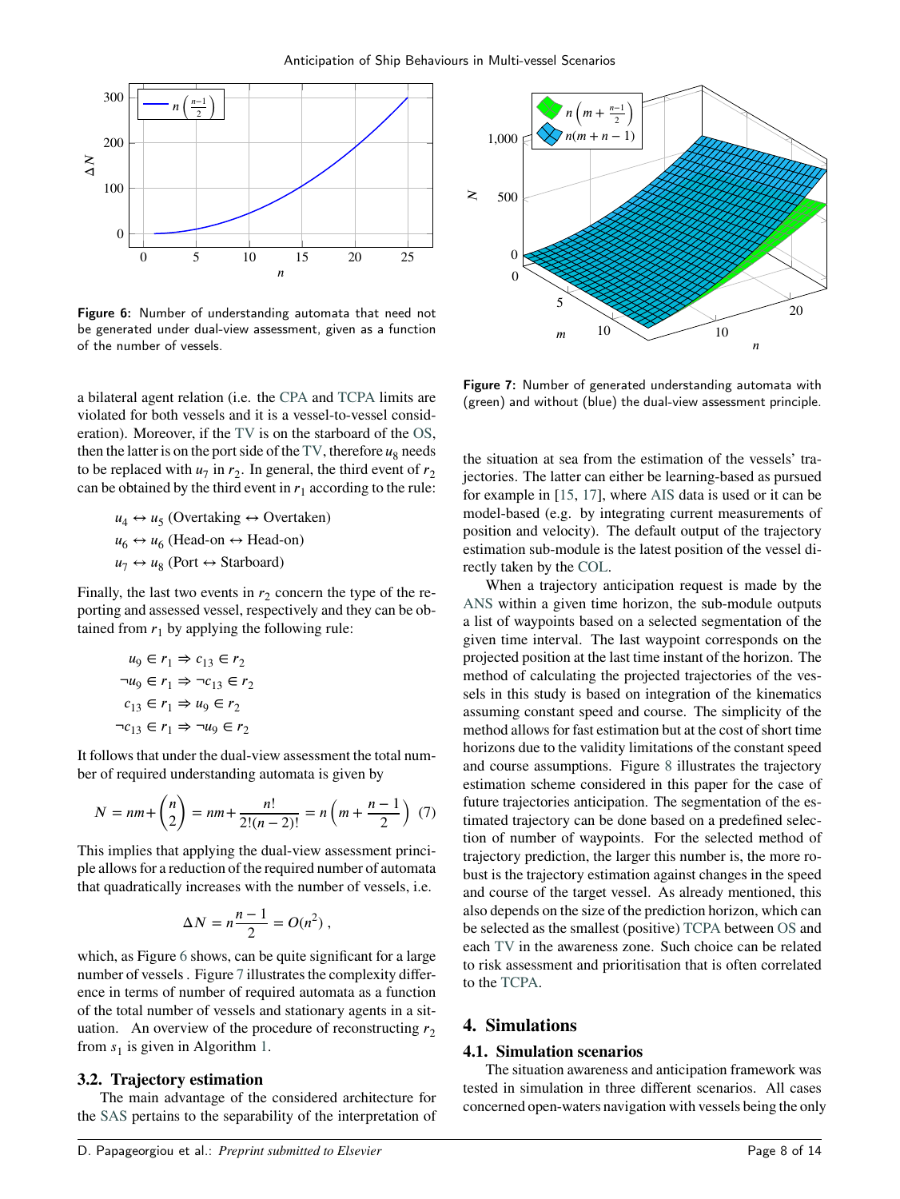Figure 6: Number of understanding automata that need not be generated under dual-view assessment, given as a function of the number of vessels.

Figure 7: Number of generated understanding automata with (green) and without (blue) the dual-view assessment principle.

a bilateral agent relation (i.e. the CPA and TCPA limits are violated for both vessels and it is a vessel-to-vessel consideration). Moreover, if the TV is on the starboard of the OS, then the latter is on the port side of the TV, therefore $u_8$ needs to be replaced with $u_7$ in $r_2$. In general, the third event of $r_2$ can be obtained by the third event in $r_1$ according to the rule:

$$u_4 \leftrightarrow u_5 \text{ (Overtaking} \leftrightarrow \text{Overtaken)}$$
$$u_6 \leftrightarrow u_6 \text{ (Head-on} \leftrightarrow \text{Head-on)}$$
$$u_7 \leftrightarrow u_8 \text{ (Port} \leftrightarrow \text{Starboard)}$$

Finally, the last two events in $r_2$ concern the type of the reporting and assessed vessel, respectively and they can be obtained from $r_1$ by applying the following rule:

$$u_9 \in r_1 \Rightarrow c_{13} \in r_2$$
$$\neg u_9 \in r_1 \Rightarrow \neg c_{13} \in r_2$$
$$c_{13} \in r_1 \Rightarrow u_9 \in r_2$$
$$\neg c_{13} \in r_1 \Rightarrow \neg u_9 \in r_2$$

It follows that under the dual-view assessment the total number of required understanding automata is given by

$$N = nm + \binom{n}{2} = nm + \frac{n!}{2!(n-2)!} = n\left(m + \frac{n-1}{2}\right) \quad (7)$$

This implies that applying the dual-view assessment principle allows for a reduction of the required number of automata that quadratically increases with the number of vessels, i.e.

$$\Delta N = n\frac{n-1}{2} = O(n^2)\,,$$

which, as Figure 6 shows, can be quite significant for a large number of vessels . Figure 7 illustrates the complexity difference in terms of number of required automata as a function of the total number of vessels and stationary agents in a situation. An overview of the procedure of reconstructing $r_2$ from $s_1$ is given in Algorithm 1.

### 3.2. Trajectory estimation

The main advantage of the considered architecture for the SAS pertains to the separability of the interpretation of the situation at sea from the estimation of the vessels' trajectories. The latter can either be learning-based as pursued for example in [15, 17], where AIS data is used or it can be model-based (e.g. by integrating current measurements of position and velocity). The default output of the trajectory estimation sub-module is the latest position of the vessel directly taken by the COL.

When a trajectory anticipation request is made by the ANS within a given time horizon, the sub-module outputs a list of waypoints based on a selected segmentation of the given time interval. The last waypoint corresponds on the projected position at the last time instant of the horizon. The method of calculating the projected trajectories of the vessels in this study is based on integration of the kinematics assuming constant speed and course. The simplicity of the method allows for fast estimation but at the cost of short time horizons due to the validity limitations of the constant speed and course assumptions. Figure 8 illustrates the trajectory estimation scheme considered in this paper for the case of future trajectories anticipation. The segmentation of the estimated trajectory can be done based on a predefined selection of number of waypoints. For the selected method of trajectory prediction, the larger this number is, the more robust is the trajectory estimation against changes in the speed and course of the target vessel. As already mentioned, this also depends on the size of the prediction horizon, which can be selected as the smallest (positive) TCPA between OS and each TV in the awareness zone. Such choice can be related to risk assessment and prioritisation that is often correlated to the TCPA.

## 4. Simulations

### 4.1. Simulation scenarios

The situation awareness and anticipation framework was tested in simulation in three different scenarios. All cases concerned open-waters navigation with vessels being the only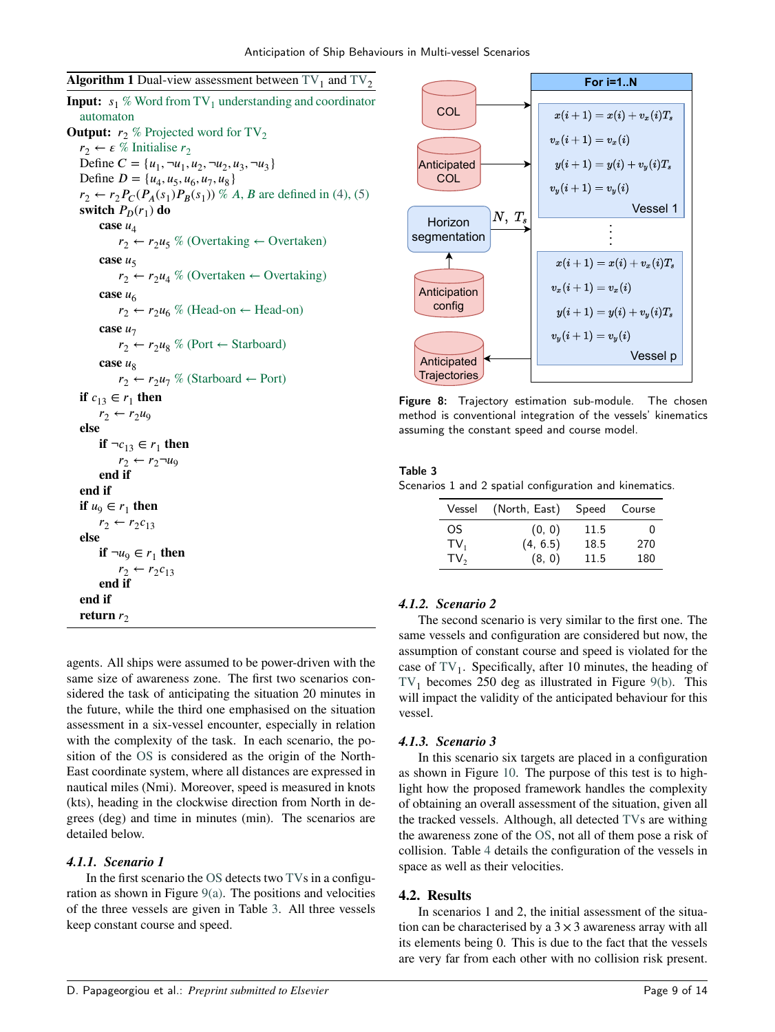**Algorithm 1** Dual-view assessment between $TV_1$ and $TV_2$

```
Input: s_1 % Word from TV_1 understanding and coordinator automaton
Output: r_2 % Projected word for TV_2
  r_2 ← ε % Initialise r_2
  Define C = {u_1, ¬u_1, u_2, ¬u_2, u_3, ¬u_3}
  Define D = {u_4, u_5, u_6, u_7, u_8}
  r_2 ← r_2 P_C(P_A(s_1) P_B(s_1)) % A, B are defined in (4), (5)
  switch P_D(r_1) do
      case u_4
          r_2 ← r_2 u_5 % (Overtaking ← Overtaken)
      case u_5
          r_2 ← r_2 u_4 % (Overtaken ← Overtaking)
      case u_6
          r_2 ← r_2 u_6 % (Head-on ← Head-on)
      case u_7
          r_2 ← r_2 u_8 % (Port ← Starboard)
      case u_8
          r_2 ← r_2 u_7 % (Starboard ← Port)
  if c_13 ∈ r_1 then
      r_2 ← r_2 u_9
  else
      if ¬c_13 ∈ r_1 then
          r_2 ← r_2 ¬u_9
      end if
  end if
  if u_9 ∈ r_1 then
      r_2 ← r_2 c_13
  else
      if ¬u_9 ∈ r_1 then
          r_2 ← r_2 c_13
      end if
  end if
  return r_2
```

agents. All ships were assumed to be power-driven with the same size of awareness zone. The first two scenarios considered the task of anticipating the situation 20 minutes in the future, while the third one emphasised on the situation assessment in a six-vessel encounter, especially in relation with the complexity of the task. In each scenario, the position of the OS is considered as the origin of the North-East coordinate system, where all distances are expressed in nautical miles (Nmi). Moreover, speed is measured in knots (kts), heading in the clockwise direction from North in degrees (deg) and time in minutes (min). The scenarios are detailed below.

#### 4.1.1. Scenario 1

In the first scenario the OS detects two TVs in a configuration as shown in Figure 9(a). The positions and velocities of the three vessels are given in Table 3. All three vessels keep constant course and speed.

COL → For i=1..N; Anticipated COL → For i=1..N; Anticipation config → Horizon segmentation → ($N$, $T_s$) For i=1..N; For i=1..N → Anticipated Trajectories

For i=1..N:

Vessel 1:
$$x(i+1) = x(i) + v_x(i)T_s$$
$$v_x(i+1) = v_x(i)$$
$$y(i+1) = y(i) + v_y(i)T_s$$
$$v_y(i+1) = v_y(i)$$

⋮

Vessel p:
$$x(i+1) = x(i) + v_x(i)T_s$$
$$v_x(i+1) = v_x(i)$$
$$y(i+1) = y(i) + v_y(i)T_s$$
$$v_y(i+1) = v_y(i)$$

**Figure 8:** Trajectory estimation sub-module. The chosen method is conventional integration of the vessels' kinematics assuming the constant speed and course model.

**Table 3**
Scenarios 1 and 2 spatial configuration and kinematics.

| Vessel | (North, East) | Speed | Course |
|---|---|---|---|
| OS | (0, 0) | 11.5 | 0 |
| $TV_1$ | (4, 6.5) | 18.5 | 270 |
| $TV_2$ | (8, 0) | 11.5 | 180 |

#### 4.1.2. Scenario 2

The second scenario is very similar to the first one. The same vessels and configuration are considered but now, the assumption of constant course and speed is violated for the case of $TV_1$. Specifically, after 10 minutes, the heading of $TV_1$ becomes 250 deg as illustrated in Figure 9(b). This will impact the validity of the anticipated behaviour for this vessel.

#### 4.1.3. Scenario 3

In this scenario six targets are placed in a configuration as shown in Figure 10. The purpose of this test is to highlight how the proposed framework handles the complexity of obtaining an overall assessment of the situation, given all the tracked vessels. Although, all detected TVs are withing the awareness zone of the OS, not all of them pose a risk of collision. Table 4 details the configuration of the vessels in space as well as their velocities.

### 4.2. Results

In scenarios 1 and 2, the initial assessment of the situation can be characterised by a $3 \times 3$ awareness array with all its elements being 0. This is due to the fact that the vessels are very far from each other with no collision risk present.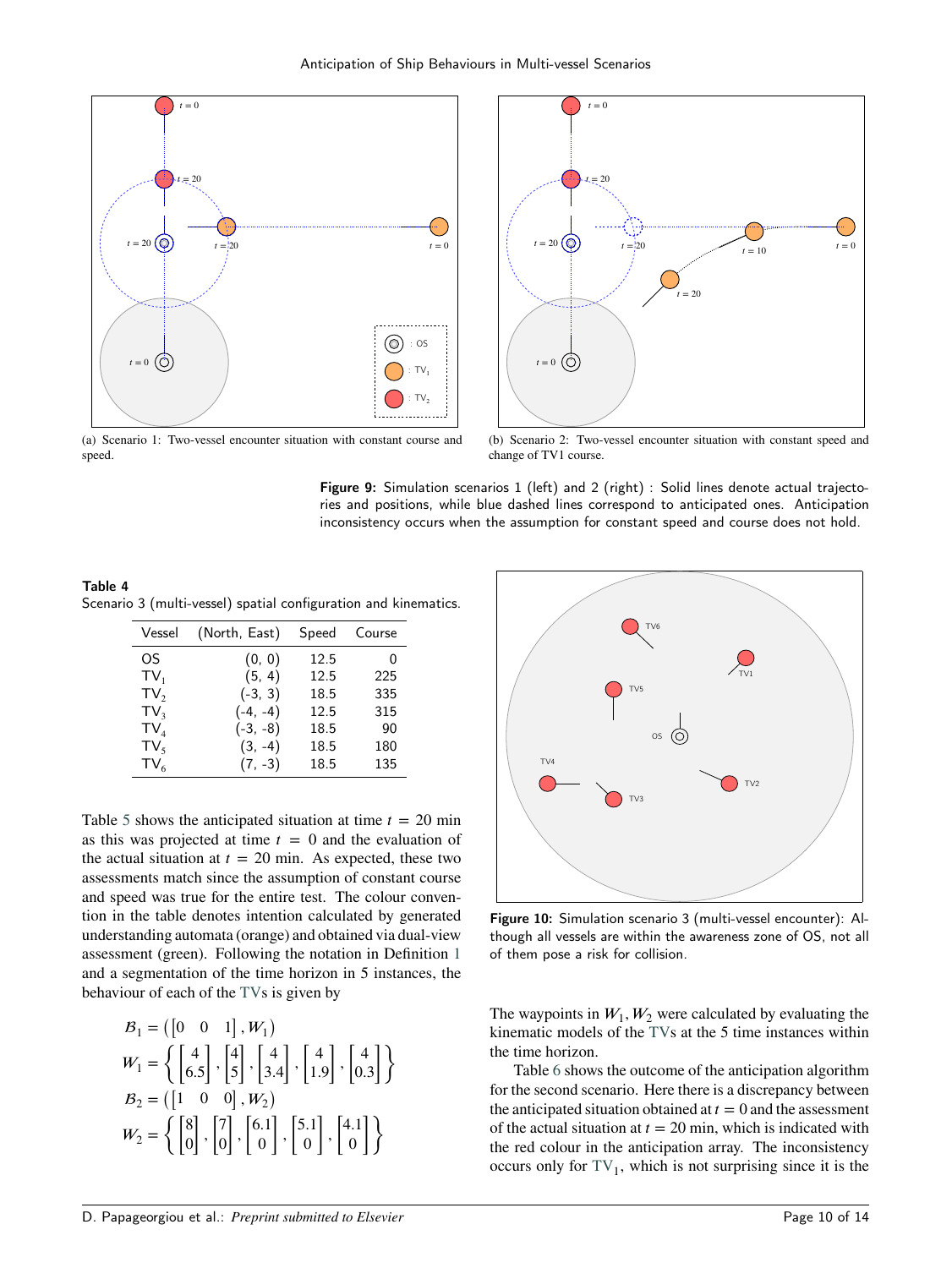(a) Scenario 1: Two-vessel encounter situation with constant course and speed.

(b) Scenario 2: Two-vessel encounter situation with constant speed and change of TV1 course.

**Figure 9:** Simulation scenarios 1 (left) and 2 (right) : Solid lines denote actual trajectories and positions, while blue dashed lines correspond to anticipated ones. Anticipation inconsistency occurs when the assumption for constant speed and course does not hold.

**Table 4**
Scenario 3 (multi-vessel) spatial configuration and kinematics.

| Vessel | (North, East) | Speed | Course |
|---|---|---|---|
| OS | (0, 0) | 12.5 | 0 |
| $TV_1$ | (5, 4) | 12.5 | 225 |
| $TV_2$ | (-3, 3) | 18.5 | 335 |
| $TV_3$ | (-4, -4) | 12.5 | 315 |
| $TV_4$ | (-3, -8) | 18.5 | 90 |
| $TV_5$ | (3, -4) | 18.5 | 180 |
| $TV_6$ | (7, -3) | 18.5 | 135 |

Table 5 shows the anticipated situation at time $t = 20$ min as this was projected at time $t = 0$ and the evaluation of the actual situation at $t = 20$ min. As expected, these two assessments match since the assumption of constant course and speed was true for the entire test. The colour convention in the table denotes intention calculated by generated understanding automata (orange) and obtained via dual-view assessment (green). Following the notation in Definition 1 and a segmentation of the time horizon in 5 instances, the behaviour of each of the TVs is given by

$$\mathcal{B}_1 = \left(\begin{bmatrix}0 & 0 & 1\end{bmatrix}, \mathcal{W}_1\right)$$

$$\mathcal{W}_1 = \left\{ \begin{bmatrix}4\\6.5\end{bmatrix}, \begin{bmatrix}4\\5\end{bmatrix}, \begin{bmatrix}4\\3.4\end{bmatrix}, \begin{bmatrix}4\\1.9\end{bmatrix}, \begin{bmatrix}4\\0.3\end{bmatrix} \right\}$$

$$\mathcal{B}_2 = \left(\begin{bmatrix}1 & 0 & 0\end{bmatrix}, \mathcal{W}_2\right)$$

$$\mathcal{W}_2 = \left\{ \begin{bmatrix}8\\0\end{bmatrix}, \begin{bmatrix}7\\0\end{bmatrix}, \begin{bmatrix}6.1\\0\end{bmatrix}, \begin{bmatrix}5.1\\0\end{bmatrix}, \begin{bmatrix}4.1\\0\end{bmatrix} \right\}$$

**Figure 10:** Simulation scenario 3 (multi-vessel encounter): Although all vessels are within the awareness zone of OS, not all of them pose a risk for collision.

The waypoints in $\mathcal{W}_1, \mathcal{W}_2$ were calculated by evaluating the kinematic models of the TVs at the 5 time instances within the time horizon.

Table 6 shows the outcome of the anticipation algorithm for the second scenario. Here there is a discrepancy between the anticipated situation obtained at $t = 0$ and the assessment of the actual situation at $t = 20$ min, which is indicated with the red colour in the anticipation array. The inconsistency occurs only for $TV_1$, which is not surprising since it is the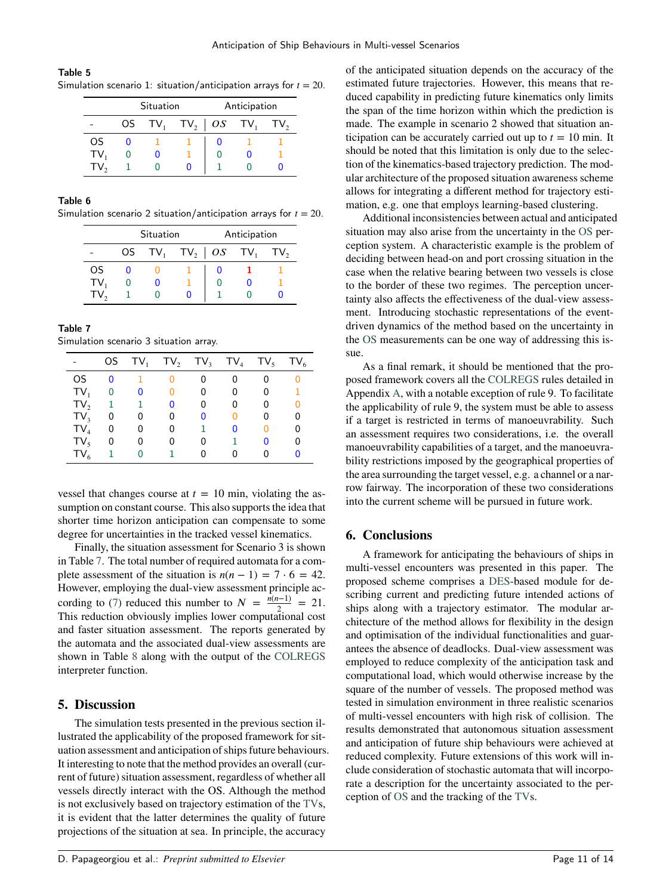**Table 5**
Simulation scenario 1: situation/anticipation arrays for $t = 20$.

| | Situation | | | Anticipation | | |
|---|---|---|---|---|---|---|
| - | OS | $TV_1$ | $TV_2$ | *OS* | $TV_1$ | $TV_2$ |
| OS | 0 | 1 | 1 | 0 | 1 | 1 |
| $TV_1$ | 0 | 0 | 1 | 0 | 0 | 1 |
| $TV_2$ | 1 | 0 | 0 | 1 | 0 | 0 |

**Table 6**
Simulation scenario 2 situation/anticipation arrays for $t = 20$.

| | Situation | | | Anticipation | | |
|---|---|---|---|---|---|---|
| - | OS | $TV_1$ | $TV_2$ | *OS* | $TV_1$ | $TV_2$ |
| OS | 0 | 0 | 1 | 0 | **1** | 1 |
| $TV_1$ | 0 | 0 | 1 | 0 | 0 | 1 |
| $TV_2$ | 1 | 0 | 0 | 1 | 0 | 0 |

**Table 7**
Simulation scenario 3 situation array.

| - | OS | $TV_1$ | $TV_2$ | $TV_3$ | $TV_4$ | $TV_5$ | $TV_6$ |
|---|---|---|---|---|---|---|---|
| OS | 0 | 1 | 0 | 0 | 0 | 0 | 0 |
| $TV_1$ | 0 | 0 | 0 | 0 | 0 | 0 | 1 |
| $TV_2$ | 1 | 1 | 0 | 0 | 0 | 0 | 0 |
| $TV_3$ | 0 | 0 | 0 | 0 | 0 | 0 | 0 |
| $TV_4$ | 0 | 0 | 0 | 1 | 0 | 0 | 0 |
| $TV_5$ | 0 | 0 | 0 | 0 | 1 | 0 | 0 |
| $TV_6$ | 1 | 0 | 1 | 0 | 0 | 0 | 0 |

vessel that changes course at $t = 10$ min, violating the assumption on constant course. This also supports the idea that shorter time horizon anticipation can compensate to some degree for uncertainties in the tracked vessel kinematics.

Finally, the situation assessment for Scenario 3 is shown in Table 7. The total number of required automata for a complete assessment of the situation is $n(n-1) = 7 \cdot 6 = 42$. However, employing the dual-view assessment principle according to (7) reduced this number to $N = \frac{n(n-1)}{2} = 21$. This reduction obviously implies lower computational cost and faster situation assessment. The reports generated by the automata and the associated dual-view assessments are shown in Table 8 along with the output of the COLREGS interpreter function.

## 5. Discussion

The simulation tests presented in the previous section illustrated the applicability of the proposed framework for situation assessment and anticipation of ships future behaviours. It interesting to note that the method provides an overall (current of future) situation assessment, regardless of whether all vessels directly interact with the OS. Although the method is not exclusively based on trajectory estimation of the TVs, it is evident that the latter determines the quality of future projections of the situation at sea. In principle, the accuracy of the anticipated situation depends on the accuracy of the estimated future trajectories. However, this means that reduced capability in predicting future kinematics only limits the span of the time horizon within which the prediction is made. The example in scenario 2 showed that situation anticipation can be accurately carried out up to $t = 10$ min. It should be noted that this limitation is only due to the selection of the kinematics-based trajectory prediction. The modular architecture of the proposed situation awareness scheme allows for integrating a different method for trajectory estimation, e.g. one that employs learning-based clustering.

Additional inconsistencies between actual and anticipated situation may also arise from the uncertainty in the OS perception system. A characteristic example is the problem of deciding between head-on and port crossing situation in the case when the relative bearing between two vessels is close to the border of these two regimes. The perception uncertainty also affects the effectiveness of the dual-view assessment. Introducing stochastic representations of the event-driven dynamics of the method based on the uncertainty in the OS measurements can be one way of addressing this issue.

As a final remark, it should be mentioned that the proposed framework covers all the COLREGS rules detailed in Appendix A, with a notable exception of rule 9. To facilitate the applicability of rule 9, the system must be able to assess if a target is restricted in terms of manoeuvrability. Such an assessment requires two considerations, i.e. the overall manoeuvrability capabilities of a target, and the manoeuvrability restrictions imposed by the geographical properties of the area surrounding the target vessel, e.g. a channel or a narrow fairway. The incorporation of these two considerations into the current scheme will be pursued in future work.

## 6. Conclusions

A framework for anticipating the behaviours of ships in multi-vessel encounters was presented in this paper. The proposed scheme comprises a DES-based module for describing current and predicting future intended actions of ships along with a trajectory estimator. The modular architecture of the method allows for flexibility in the design and optimisation of the individual functionalities and guarantees the absence of deadlocks. Dual-view assessment was employed to reduce complexity of the anticipation task and computational load, which would otherwise increase by the square of the number of vessels. The proposed method was tested in simulation environment in three realistic scenarios of multi-vessel encounters with high risk of collision. The results demonstrated that autonomous situation assessment and anticipation of future ship behaviours were achieved at reduced complexity. Future extensions of this work will include consideration of stochastic automata that will incorporate a description for the uncertainty associated to the perception of OS and the tracking of the TVs.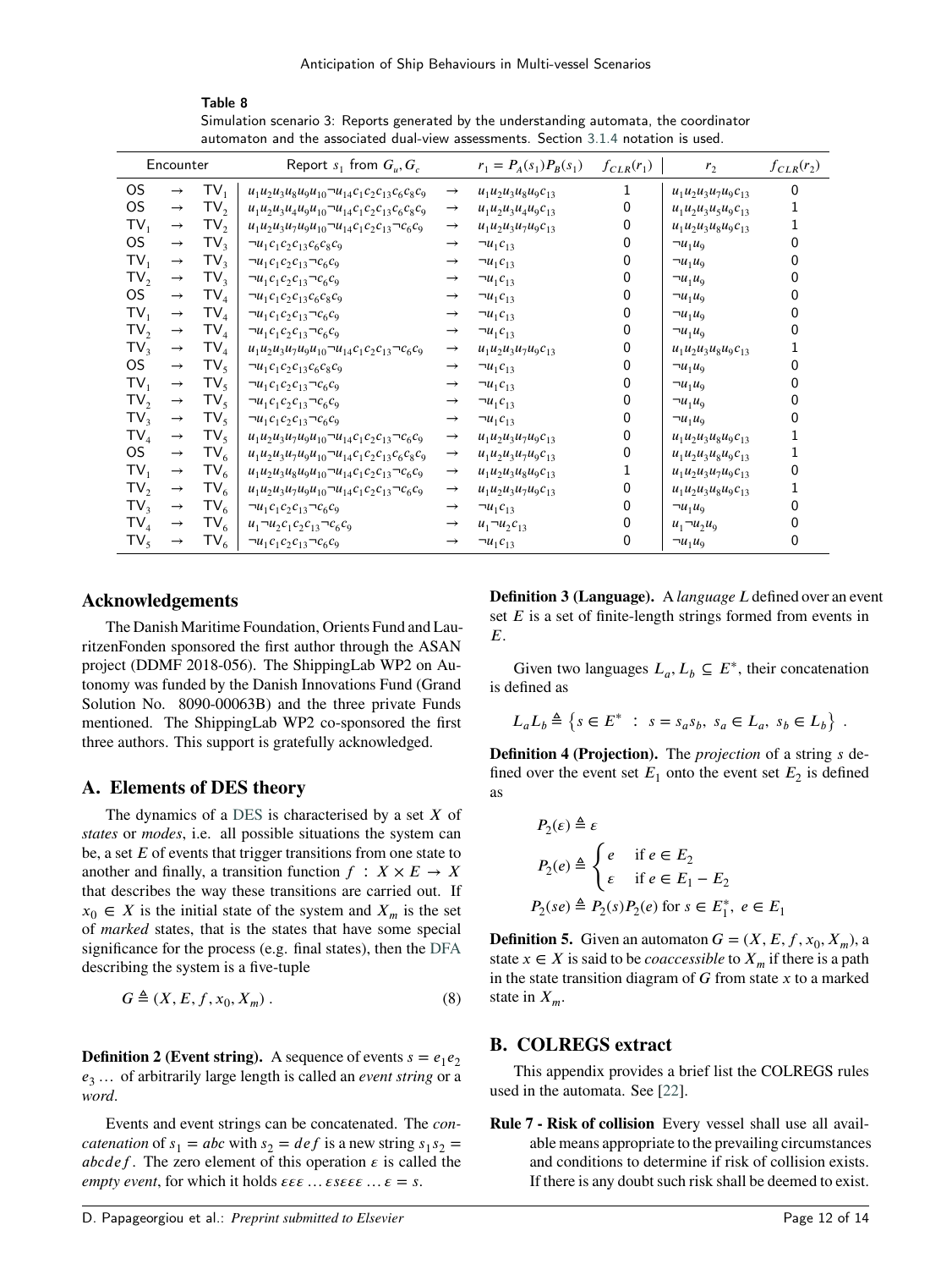**Table 8**
Simulation scenario 3: Reports generated by the understanding automata, the coordinator automaton and the associated dual-view assessments. Section 3.1.4 notation is used.

| Encounter | | | Report $s_1$ from $G_u, G_c$ | | $r_1 = P_A(s_1)P_B(s_1)$ | $f_{CLR}(r_1)$ | $r_2$ | $f_{CLR}(r_2)$ |
|---|---|---|---|---|---|---|---|---|
| OS | $\to$ | TV$_1$ | $u_1u_2u_3u_8u_9u_{10}\neg u_{14}c_1c_2c_{13}c_6c_8c_9$ | $\to$ | $u_1u_2u_3u_8u_9c_{13}$ | 1 | $u_1u_2u_3u_7u_9c_{13}$ | 0 |
| OS | $\to$ | TV$_2$ | $u_1u_2u_3u_4u_9u_{10}\neg u_{14}c_1c_2c_{13}c_6c_8c_9$ | $\to$ | $u_1u_2u_3u_4u_9c_{13}$ | 0 | $u_1u_2u_3u_5u_9c_{13}$ | 1 |
| TV$_1$ | $\to$ | TV$_2$ | $u_1u_2u_3u_7u_9u_{10}\neg u_{14}c_1c_2c_{13}\neg c_6c_9$ | $\to$ | $u_1u_2u_3u_7u_9c_{13}$ | 0 | $u_1u_2u_3u_8u_9c_{13}$ | 1 |
| OS | $\to$ | TV$_3$ | $\neg u_1c_1c_2c_{13}c_6c_8c_9$ | $\to$ | $\neg u_1c_{13}$ | 0 | $\neg u_1u_9$ | 0 |
| TV$_1$ | $\to$ | TV$_3$ | $\neg u_1c_1c_2c_{13}\neg c_6c_9$ | $\to$ | $\neg u_1c_{13}$ | 0 | $\neg u_1u_9$ | 0 |
| TV$_2$ | $\to$ | TV$_3$ | $\neg u_1c_1c_2c_{13}\neg c_6c_9$ | $\to$ | $\neg u_1c_{13}$ | 0 | $\neg u_1u_9$ | 0 |
| OS | $\to$ | TV$_4$ | $\neg u_1c_1c_2c_{13}c_6c_8c_9$ | $\to$ | $\neg u_1c_{13}$ | 0 | $\neg u_1u_9$ | 0 |
| TV$_1$ | $\to$ | TV$_4$ | $\neg u_1c_1c_2c_{13}\neg c_6c_9$ | $\to$ | $\neg u_1c_{13}$ | 0 | $\neg u_1u_9$ | 0 |
| TV$_2$ | $\to$ | TV$_4$ | $\neg u_1c_1c_2c_{13}\neg c_6c_9$ | $\to$ | $\neg u_1c_{13}$ | 0 | $\neg u_1u_9$ | 0 |
| TV$_3$ | $\to$ | TV$_4$ | $u_1u_2u_3u_7u_9u_{10}\neg u_{14}c_1c_2c_{13}\neg c_6c_9$ | $\to$ | $u_1u_2u_3u_7u_9c_{13}$ | 0 | $u_1u_2u_3u_8u_9c_{13}$ | 1 |
| OS | $\to$ | TV$_5$ | $\neg u_1c_1c_2c_{13}c_6c_8c_9$ | $\to$ | $\neg u_1c_{13}$ | 0 | $\neg u_1u_9$ | 0 |
| TV$_1$ | $\to$ | TV$_5$ | $\neg u_1c_1c_2c_{13}\neg c_6c_9$ | $\to$ | $\neg u_1c_{13}$ | 0 | $\neg u_1u_9$ | 0 |
| TV$_2$ | $\to$ | TV$_5$ | $\neg u_1c_1c_2c_{13}\neg c_6c_9$ | $\to$ | $\neg u_1c_{13}$ | 0 | $\neg u_1u_9$ | 0 |
| TV$_3$ | $\to$ | TV$_5$ | $\neg u_1c_1c_2c_{13}\neg c_6c_9$ | $\to$ | $\neg u_1c_{13}$ | 0 | $\neg u_1u_9$ | 0 |
| TV$_4$ | $\to$ | TV$_5$ | $u_1u_2u_3u_7u_9u_{10}\neg u_{14}c_1c_2c_{13}\neg c_6c_9$ | $\to$ | $u_1u_2u_3u_7u_9c_{13}$ | 0 | $u_1u_2u_3u_8u_9c_{13}$ | 1 |
| OS | $\to$ | TV$_6$ | $u_1u_2u_3u_7u_9u_{10}\neg u_{14}c_1c_2c_{13}c_6c_8c_9$ | $\to$ | $u_1u_2u_3u_7u_9c_{13}$ | 0 | $u_1u_2u_3u_8u_9c_{13}$ | 1 |
| TV$_1$ | $\to$ | TV$_6$ | $u_1u_2u_3u_8u_9u_{10}\neg u_{14}c_1c_2c_{13}\neg c_6c_9$ | $\to$ | $u_1u_2u_3u_8u_9c_{13}$ | 1 | $u_1u_2u_3u_7u_9c_{13}$ | 0 |
| TV$_2$ | $\to$ | TV$_6$ | $u_1u_2u_3u_7u_9u_{10}\neg u_{14}c_1c_2c_{13}\neg c_6c_9$ | $\to$ | $u_1u_2u_3u_7u_9c_{13}$ | 0 | $u_1u_2u_3u_8u_9c_{13}$ | 1 |
| TV$_3$ | $\to$ | TV$_6$ | $\neg u_1c_1c_2c_{13}\neg c_6c_9$ | $\to$ | $\neg u_1c_{13}$ | 0 | $\neg u_1u_9$ | 0 |
| TV$_4$ | $\to$ | TV$_6$ | $u_1\neg u_2c_1c_2c_{13}\neg c_6c_9$ | $\to$ | $u_1\neg u_2c_{13}$ | 0 | $u_1\neg u_2u_9$ | 0 |
| TV$_5$ | $\to$ | TV$_6$ | $\neg u_1c_1c_2c_{13}\neg c_6c_9$ | $\to$ | $\neg u_1c_{13}$ | 0 | $\neg u_1u_9$ | 0 |

## Acknowledgements

The Danish Maritime Foundation, Orients Fund and LauritzenFonden sponsored the first author through the ASAN project (DDMF 2018-056). The ShippingLab WP2 on Autonomy was funded by the Danish Innovations Fund (Grand Solution No. 8090-00063B) and the three private Funds mentioned. The ShippingLab WP2 co-sponsored the first three authors. This support is gratefully acknowledged.

## A. Elements of DES theory

The dynamics of a DES is characterised by a set $X$ of *states* or *modes*, i.e. all possible situations the system can be, a set $E$ of events that trigger transitions from one state to another and finally, a transition function $f : X \times E \to X$ that describes the way these transitions are carried out. If $x_0 \in X$ is the initial state of the system and $X_m$ is the set of *marked* states, that is the states that have some special significance for the process (e.g. final states), then the DFA describing the system is a five-tuple

$$G \triangleq (X, E, f, x_0, X_m) \,. \tag{8}$$

**Definition 2 (Event string).** A sequence of events $s = e_1e_2e_3\dots$ of arbitrarily large length is called an *event string* or a *word*.

Events and event strings can be concatenated. The *concatenation* of $s_1 = abc$ with $s_2 = def$ is a new string $s_1s_2 = abcdef$. The zero element of this operation $\varepsilon$ is called the *empty event*, for which it holds $\varepsilon\varepsilon\varepsilon \dots \varepsilon s\varepsilon\varepsilon\varepsilon \dots \varepsilon = s$.

**Definition 3 (Language).** A *language* $L$ defined over an event set $E$ is a set of finite-length strings formed from events in $E$.

Given two languages $L_a, L_b \subseteq E^*$, their concatenation is defined as

$$L_aL_b \triangleq \left\{ s \in E^* \;:\; s = s_as_b,\ s_a \in L_a,\ s_b \in L_b \right\} \,.$$

**Definition 4 (Projection).** The *projection* of a string $s$ defined over the event set $E_1$ onto the event set $E_2$ is defined as

$$P_2(\varepsilon) \triangleq \varepsilon$$

$$P_2(e) \triangleq \begin{cases} e & \text{if } e \in E_2 \\ \varepsilon & \text{if } e \in E_1 - E_2 \end{cases}$$

$$P_2(se) \triangleq P_2(s)P_2(e) \text{ for } s \in E_1^*,\ e \in E_1$$

**Definition 5.** Given an automaton $G = (X, E, f, x_0, X_m)$, a state $x \in X$ is said to be *coaccessible* to $X_m$ if there is a path in the state transition diagram of $G$ from state $x$ to a marked state in $X_m$.

## B. COLREGS extract

This appendix provides a brief list the COLREGS rules used in the automata. See [22].

**Rule 7 - Risk of collision** Every vessel shall use all available means appropriate to the prevailing circumstances and conditions to determine if risk of collision exists. If there is any doubt such risk shall be deemed to exist.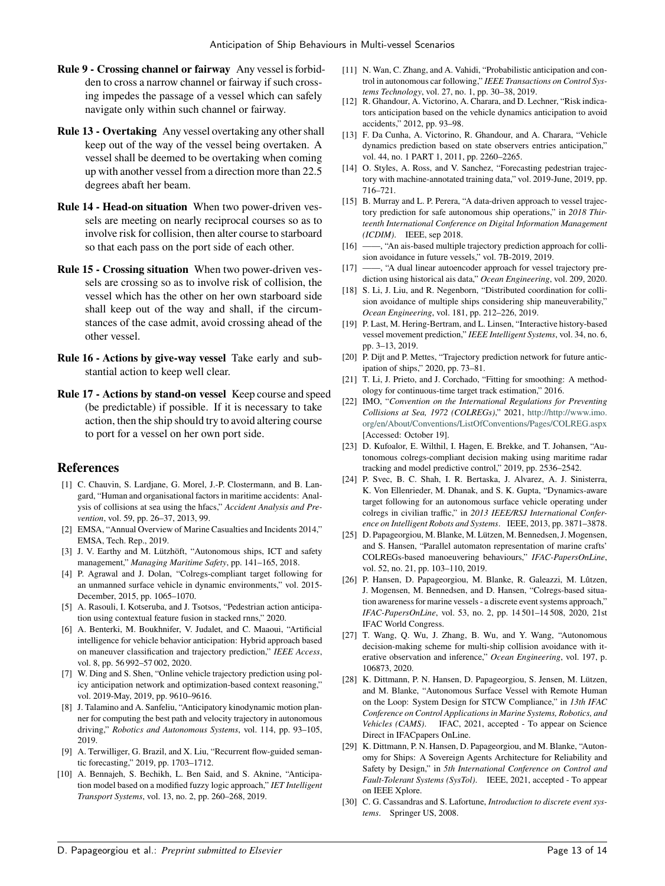**Rule 9 - Crossing channel or fairway** Any vessel is forbidden to cross a narrow channel or fairway if such crossing impedes the passage of a vessel which can safely navigate only within such channel or fairway.

**Rule 13 - Overtaking** Any vessel overtaking any other shall keep out of the way of the vessel being overtaken. A vessel shall be deemed to be overtaking when coming up with another vessel from a direction more than 22.5 degrees abaft her beam.

**Rule 14 - Head-on situation** When two power-driven vessels are meeting on nearly reciprocal courses so as to involve risk for collision, then alter course to starboard so that each pass on the port side of each other.

**Rule 15 - Crossing situation** When two power-driven vessels are crossing so as to involve risk of collision, the vessel which has the other on her own starboard side shall keep out of the way and shall, if the circumstances of the case admit, avoid crossing ahead of the other vessel.

**Rule 16 - Actions by give-way vessel** Take early and substantial action to keep well clear.

**Rule 17 - Actions by stand-on vessel** Keep course and speed (be predictable) if possible. If it is necessary to take action, then the ship should try to avoid altering course to port for a vessel on her own port side.

## References

[1] C. Chauvin, S. Lardjane, G. Morel, J.-P. Clostermann, and B. Langard, "Human and organisational factors in maritime accidents: Analysis of collisions at sea using the hfacs," *Accident Analysis and Prevention*, vol. 59, pp. 26–37, 2013, 99.

[2] EMSA, "Annual Overview of Marine Casualties and Incidents 2014," EMSA, Tech. Rep., 2019.

[3] J. V. Earthy and M. Lützhöft, "Autonomous ships, ICT and safety management," *Managing Maritime Safety*, pp. 141–165, 2018.

[4] P. Agrawal and J. Dolan, "Colregs-compliant target following for an unmanned surface vehicle in dynamic environments," vol. 2015-December, 2015, pp. 1065–1070.

[5] A. Rasouli, I. Kotseruba, and J. Tsotsos, "Pedestrian action anticipation using contextual feature fusion in stacked rnns," 2020.

[6] A. Benterki, M. Boukhnifer, V. Judalet, and C. Maaoui, "Artificial intelligence for vehicle behavior anticipation: Hybrid approach based on maneuver classification and trajectory prediction," *IEEE Access*, vol. 8, pp. 56 992–57 002, 2020.

[7] W. Ding and S. Shen, "Online vehicle trajectory prediction using policy anticipation network and optimization-based context reasoning," vol. 2019-May, 2019, pp. 9610–9616.

[8] J. Talamino and A. Sanfeliu, "Anticipatory kinodynamic motion planner for computing the best path and velocity trajectory in autonomous driving," *Robotics and Autonomous Systems*, vol. 114, pp. 93–105, 2019.

[9] A. Terwilliger, G. Brazil, and X. Liu, "Recurrent flow-guided semantic forecasting," 2019, pp. 1703–1712.

[10] A. Bennajeh, S. Bechikh, L. Ben Said, and S. Aknine, "Anticipation model based on a modified fuzzy logic approach," *IET Intelligent Transport Systems*, vol. 13, no. 2, pp. 260–268, 2019.

[11] N. Wan, C. Zhang, and A. Vahidi, "Probabilistic anticipation and control in autonomous car following," *IEEE Transactions on Control Systems Technology*, vol. 27, no. 1, pp. 30–38, 2019.

[12] R. Ghandour, A. Victorino, A. Charara, and D. Lechner, "Risk indicators anticipation based on the vehicle dynamics anticipation to avoid accidents," 2012, pp. 93–98.

[13] F. Da Cunha, A. Victorino, R. Ghandour, and A. Charara, "Vehicle dynamics prediction based on state observers entries anticipation," vol. 44, no. 1 PART 1, 2011, pp. 2260–2265.

[14] O. Styles, A. Ross, and V. Sanchez, "Forecasting pedestrian trajectory with machine-annotated training data," vol. 2019-June, 2019, pp. 716–721.

[15] B. Murray and L. P. Perera, "A data-driven approach to vessel trajectory prediction for safe autonomous ship operations," in *2018 Thirteenth International Conference on Digital Information Management (ICDIM)*. IEEE, sep 2018.

[16] ——, "An ais-based multiple trajectory prediction approach for collision avoidance in future vessels," vol. 7B-2019, 2019.

[17] ——, "A dual linear autoencoder approach for vessel trajectory prediction using historical ais data," *Ocean Engineering*, vol. 209, 2020.

[18] S. Li, J. Liu, and R. Negenborn, "Distributed coordination for collision avoidance of multiple ships considering ship maneuverability," *Ocean Engineering*, vol. 181, pp. 212–226, 2019.

[19] P. Last, M. Hering-Bertram, and L. Linsen, "Interactive history-based vessel movement prediction," *IEEE Intelligent Systems*, vol. 34, no. 6, pp. 3–13, 2019.

[20] P. Dijt and P. Mettes, "Trajectory prediction network for future anticipation of ships," 2020, pp. 73–81.

[21] T. Li, J. Prieto, and J. Corchado, "Fitting for smoothing: A methodology for continuous-time target track estimation," 2016.

[22] IMO, "*Convention on the International Regulations for Preventing Collisions at Sea, 1972 (COLREGs)*," 2021, http://http://www.imo.org/en/About/Conventions/ListOfConventions/Pages/COLREG.aspx [Accessed: October 19].

[23] D. Kufoalor, E. Wilthil, I. Hagen, E. Brekke, and T. Johansen, "Autonomous colregs-compliant decision making using maritime radar tracking and model predictive control," 2019, pp. 2536–2542.

[24] P. Svec, B. C. Shah, I. R. Bertaska, J. Alvarez, A. J. Sinisterra, K. Von Ellenrieder, M. Dhanak, and S. K. Gupta, "Dynamics-aware target following for an autonomous surface vehicle operating under colregs in civilian traffic," in *2013 IEEE/RSJ International Conference on Intelligent Robots and Systems*. IEEE, 2013, pp. 3871–3878.

[25] D. Papageorgiou, M. Blanke, M. Lützen, M. Bennedsen, J. Mogensen, and S. Hansen, "Parallel automaton representation of marine crafts' COLREGs-based manoeuvering behaviours," *IFAC-PapersOnLine*, vol. 52, no. 21, pp. 103–110, 2019.

[26] P. Hansen, D. Papageorgiou, M. Blanke, R. Galeazzi, M. Lûtzen, J. Mogensen, M. Bennedsen, and D. Hansen, "Colregs-based situation awareness for marine vessels - a discrete event systems approach," *IFAC-PapersOnLine*, vol. 53, no. 2, pp. 14 501–14 508, 2020, 21st IFAC World Congress.

[27] T. Wang, Q. Wu, J. Zhang, B. Wu, and Y. Wang, "Autonomous decision-making scheme for multi-ship collision avoidance with iterative observation and inference," *Ocean Engineering*, vol. 197, p. 106873, 2020.

[28] K. Dittmann, P. N. Hansen, D. Papageorgiou, S. Jensen, M. Lützen, and M. Blanke, "Autonomous Surface Vessel with Remote Human on the Loop: System Design for STCW Compliance," in *13th IFAC Conference on Control Applications in Marine Systems, Robotics, and Vehicles (CAMS)*. IFAC, 2021, accepted - To appear on Science Direct in IFACpapers OnLine.

[29] K. Dittmann, P. N. Hansen, D. Papageorgiou, and M. Blanke, "Autonomy for Ships: A Sovereign Agents Architecture for Reliability and Safety by Design," in *5th International Conference on Control and Fault-Tolerant Systems (SysTol)*. IEEE, 2021, accepted - To appear on IEEE Xplore.

[30] C. G. Cassandras and S. Lafortune, *Introduction to discrete event systems*. Springer US, 2008.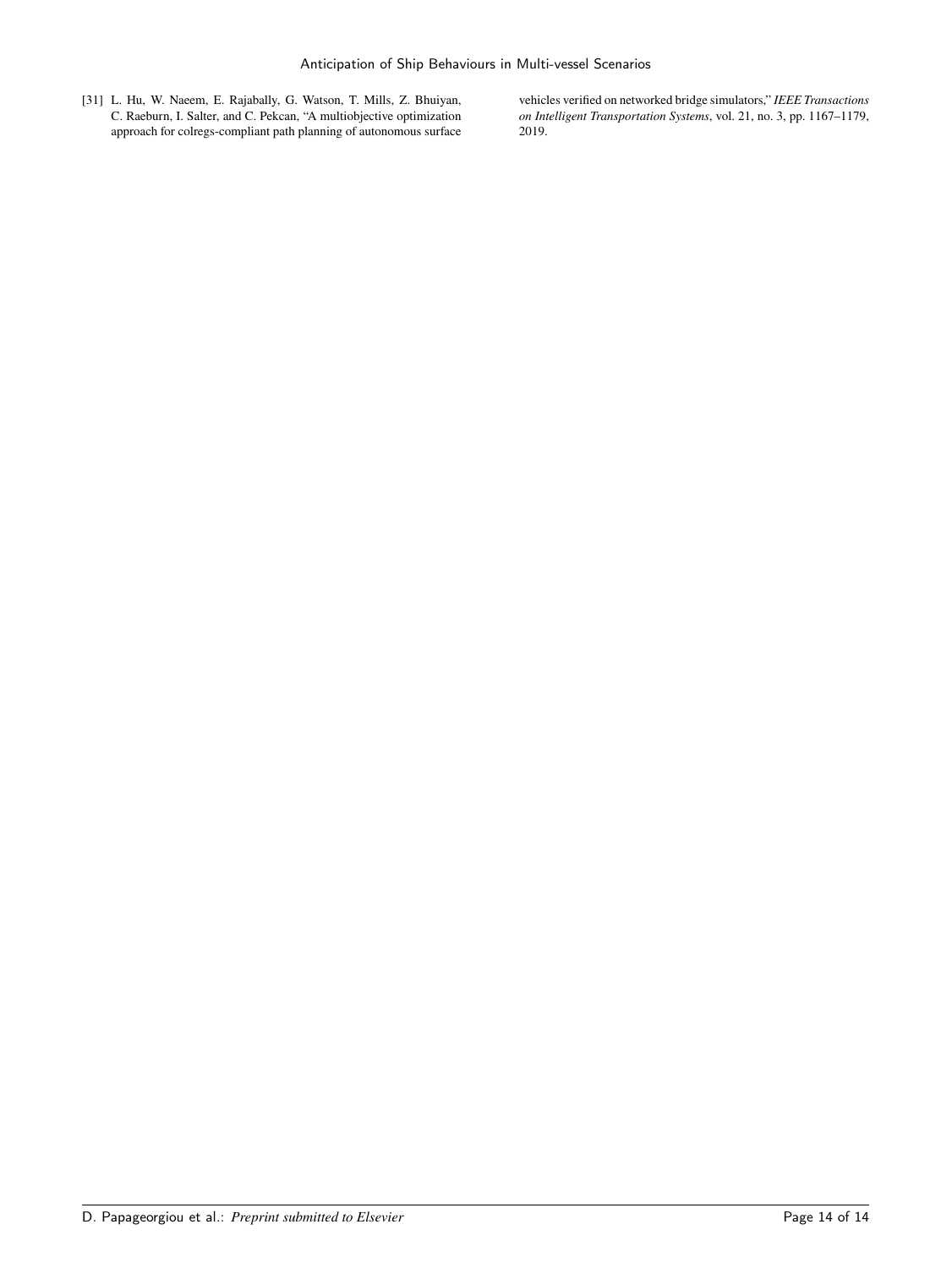[31] L. Hu, W. Naeem, E. Rajabally, G. Watson, T. Mills, Z. Bhuiyan, C. Raeburn, I. Salter, and C. Pekcan, "A multiobjective optimization approach for colregs-compliant path planning of autonomous surface vehicles verified on networked bridge simulators," *IEEE Transactions on Intelligent Transportation Systems*, vol. 21, no. 3, pp. 1167–1179, 2019.